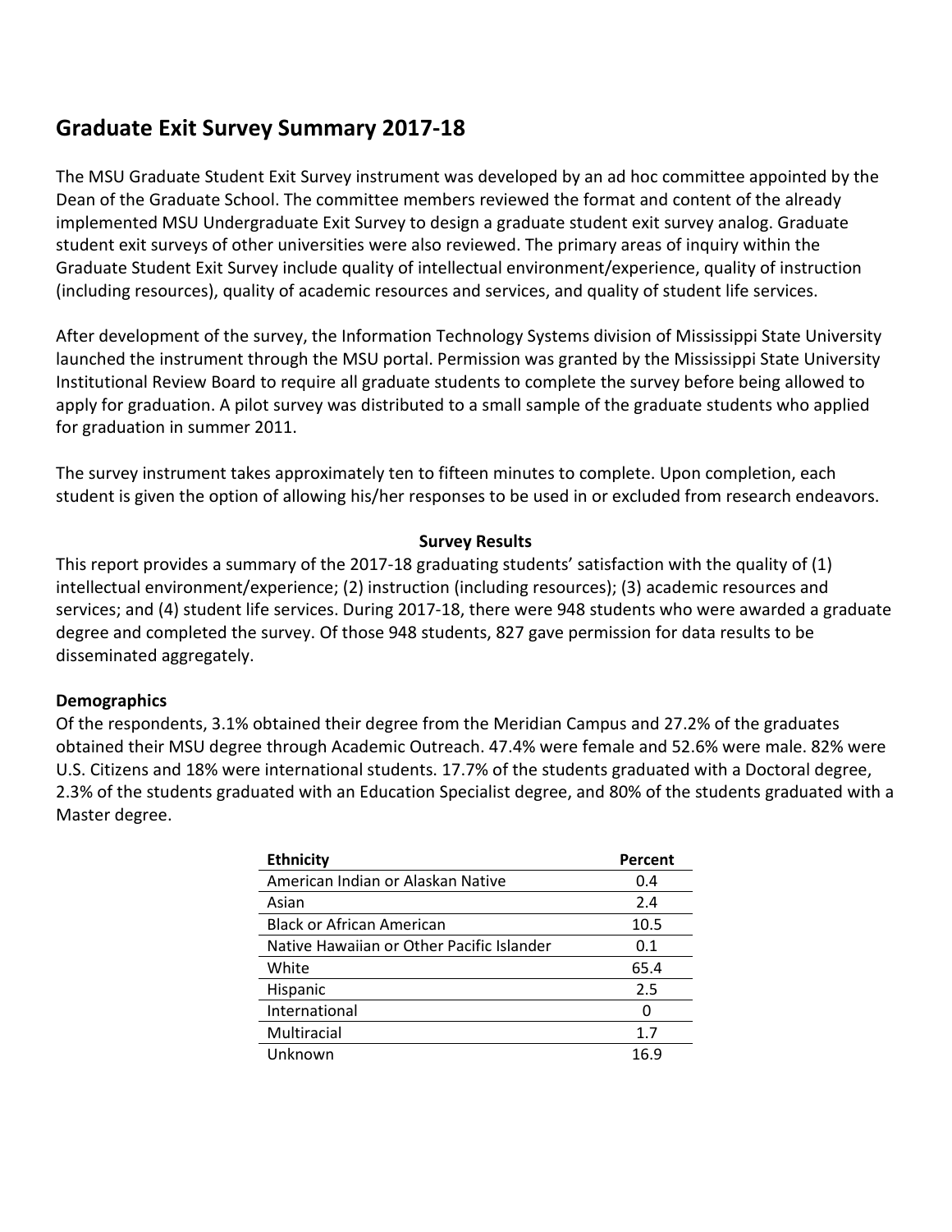# Graduate Exit Survey Summary 2017-18

The MSU Graduate Student Exit Survey instrument was developed by an ad hoc committee appointed by the Dean of the Graduate School. The committee members reviewed the format and content of the already implemented MSU Undergraduate Exit Survey to design a graduate student exit survey analog. Graduate student exit surveys of other universities were also reviewed. The primary areas of inquiry within the Graduate Student Exit Survey include quality of intellectual environment/experience, quality of instruction (including resources), quality of academic resources and services, and quality of student life services.

After development of the survey, the Information Technology Systems division of Mississippi State University launched the instrument through the MSU portal. Permission was granted by the Mississippi State University Institutional Review Board to require all graduate students to complete the survey before being allowed to apply for graduation. A pilot survey was distributed to a small sample of the graduate students who applied for graduation in summer 2011.

The survey instrument takes approximately ten to fifteen minutes to complete. Upon completion, each student is given the option of allowing his/her responses to be used in or excluded from research endeavors.

**Survey Results**

This report provides a summary of the 2017-18 graduating students' satisfaction with the quality of (1) intellectual environment/experience; (2) instruction (including resources); (3) academic resources and services; and (4) student life services. During 2017-18, there were 948 students who were awarded a graduate degree and completed the survey. Of those 948 students, 827 gave permission for data results to be disseminated aggregately.

**Demographics**

Of the respondents, 3.1% obtained their degree from the Meridian Campus and 27.2% of the graduates obtained their MSU degree through Academic Outreach. 47.4% were female and 52.6% were male. 82% were U.S. Citizens and 18% were international students. 17.7% of the students graduated with a Doctoral degree, 2.3% of the students graduated with an Education Specialist degree, and 80% of the students graduated with a Master degree.

| Ethnicity | Percent |
|---|---|
| American Indian or Alaskan Native | 0.4 |
| Asian | 2.4 |
| Black or African American | 10.5 |
| Native Hawaiian or Other Pacific Islander | 0.1 |
| White | 65.4 |
| Hispanic | 2.5 |
| International | 0 |
| Multiracial | 1.7 |
| Unknown | 16.9 |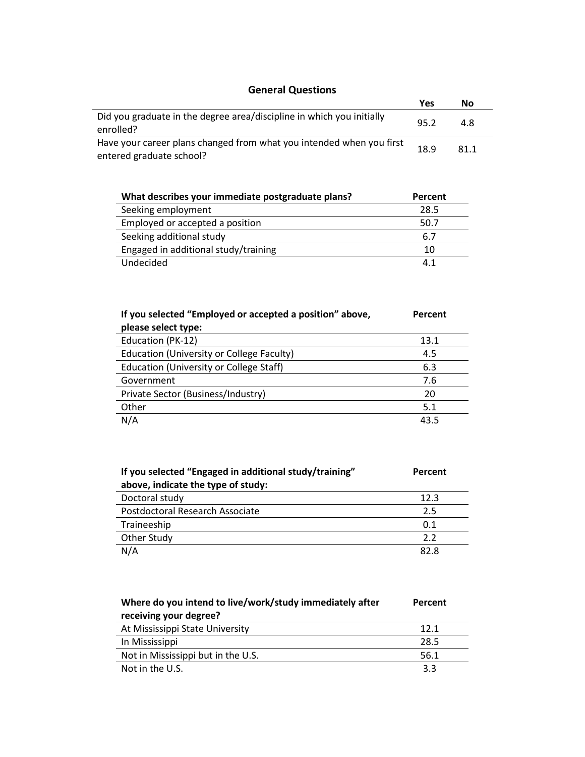## General Questions

| | Yes | No |
|---|---|---|
| Did you graduate in the degree area/discipline in which you initially enrolled? | 95.2 | 4.8 |
| Have your career plans changed from what you intended when you first entered graduate school? | 18.9 | 81.1 |

| What describes your immediate postgraduate plans? | Percent |
|---|---|
| Seeking employment | 28.5 |
| Employed or accepted a position | 50.7 |
| Seeking additional study | 6.7 |
| Engaged in additional study/training | 10 |
| Undecided | 4.1 |

| If you selected "Employed or accepted a position" above, please select type: | Percent |
|---|---|
| Education (PK-12) | 13.1 |
| Education (University or College Faculty) | 4.5 |
| Education (University or College Staff) | 6.3 |
| Government | 7.6 |
| Private Sector (Business/Industry) | 20 |
| Other | 5.1 |
| N/A | 43.5 |

| If you selected "Engaged in additional study/training" above, indicate the type of study: | Percent |
|---|---|
| Doctoral study | 12.3 |
| Postdoctoral Research Associate | 2.5 |
| Traineeship | 0.1 |
| Other Study | 2.2 |
| N/A | 82.8 |

| Where do you intend to live/work/study immediately after receiving your degree? | Percent |
|---|---|
| At Mississippi State University | 12.1 |
| In Mississippi | 28.5 |
| Not in Mississippi but in the U.S. | 56.1 |
| Not in the U.S. | 3.3 |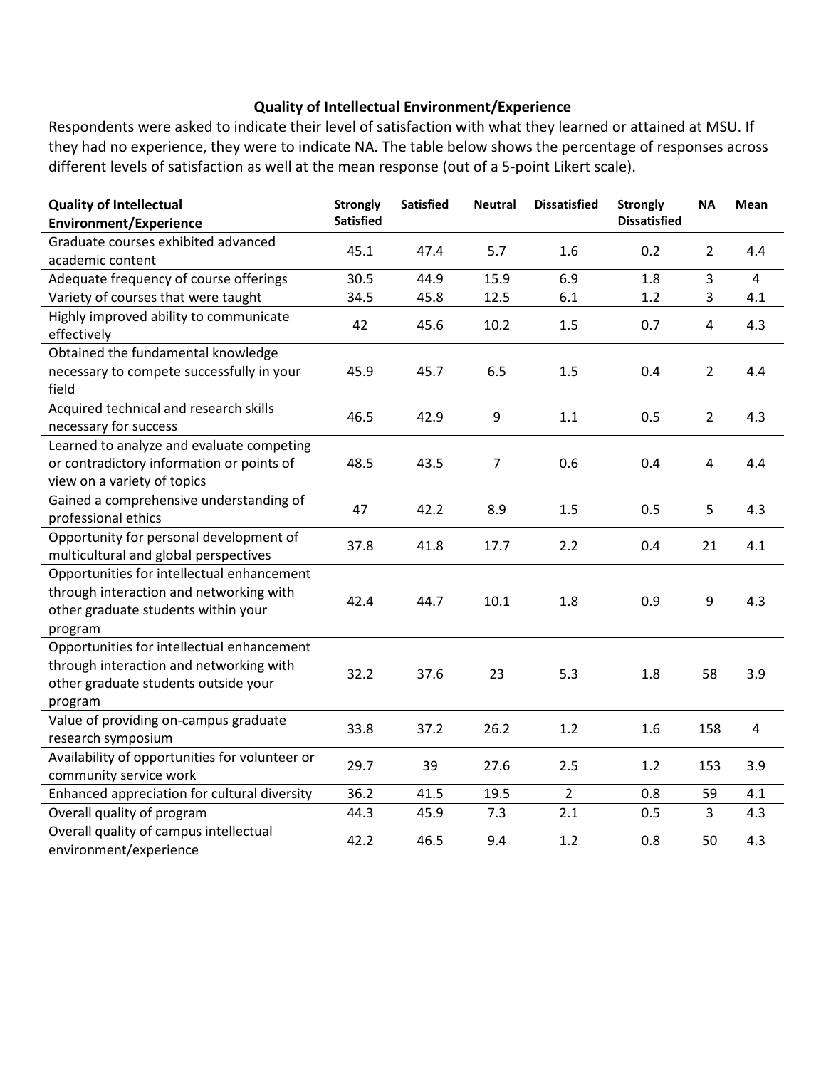## Quality of Intellectual Environment/Experience

Respondents were asked to indicate their level of satisfaction with what they learned or attained at MSU. If they had no experience, they were to indicate NA. The table below shows the percentage of responses across different levels of satisfaction as well at the mean response (out of a 5-point Likert scale).

| Quality of Intellectual Environment/Experience | Strongly Satisfied | Satisfied | Neutral | Dissatisfied | Strongly Dissatisfied | NA | Mean |
|---|---|---|---|---|---|---|---|
| Graduate courses exhibited advanced academic content | 45.1 | 47.4 | 5.7 | 1.6 | 0.2 | 2 | 4.4 |
| Adequate frequency of course offerings | 30.5 | 44.9 | 15.9 | 6.9 | 1.8 | 3 | 4 |
| Variety of courses that were taught | 34.5 | 45.8 | 12.5 | 6.1 | 1.2 | 3 | 4.1 |
| Highly improved ability to communicate effectively | 42 | 45.6 | 10.2 | 1.5 | 0.7 | 4 | 4.3 |
| Obtained the fundamental knowledge necessary to compete successfully in your field | 45.9 | 45.7 | 6.5 | 1.5 | 0.4 | 2 | 4.4 |
| Acquired technical and research skills necessary for success | 46.5 | 42.9 | 9 | 1.1 | 0.5 | 2 | 4.3 |
| Learned to analyze and evaluate competing or contradictory information or points of view on a variety of topics | 48.5 | 43.5 | 7 | 0.6 | 0.4 | 4 | 4.4 |
| Gained a comprehensive understanding of professional ethics | 47 | 42.2 | 8.9 | 1.5 | 0.5 | 5 | 4.3 |
| Opportunity for personal development of multicultural and global perspectives | 37.8 | 41.8 | 17.7 | 2.2 | 0.4 | 21 | 4.1 |
| Opportunities for intellectual enhancement through interaction and networking with other graduate students within your program | 42.4 | 44.7 | 10.1 | 1.8 | 0.9 | 9 | 4.3 |
| Opportunities for intellectual enhancement through interaction and networking with other graduate students outside your program | 32.2 | 37.6 | 23 | 5.3 | 1.8 | 58 | 3.9 |
| Value of providing on-campus graduate research symposium | 33.8 | 37.2 | 26.2 | 1.2 | 1.6 | 158 | 4 |
| Availability of opportunities for volunteer or community service work | 29.7 | 39 | 27.6 | 2.5 | 1.2 | 153 | 3.9 |
| Enhanced appreciation for cultural diversity | 36.2 | 41.5 | 19.5 | 2 | 0.8 | 59 | 4.1 |
| Overall quality of program | 44.3 | 45.9 | 7.3 | 2.1 | 0.5 | 3 | 4.3 |
| Overall quality of campus intellectual environment/experience | 42.2 | 46.5 | 9.4 | 1.2 | 0.8 | 50 | 4.3 |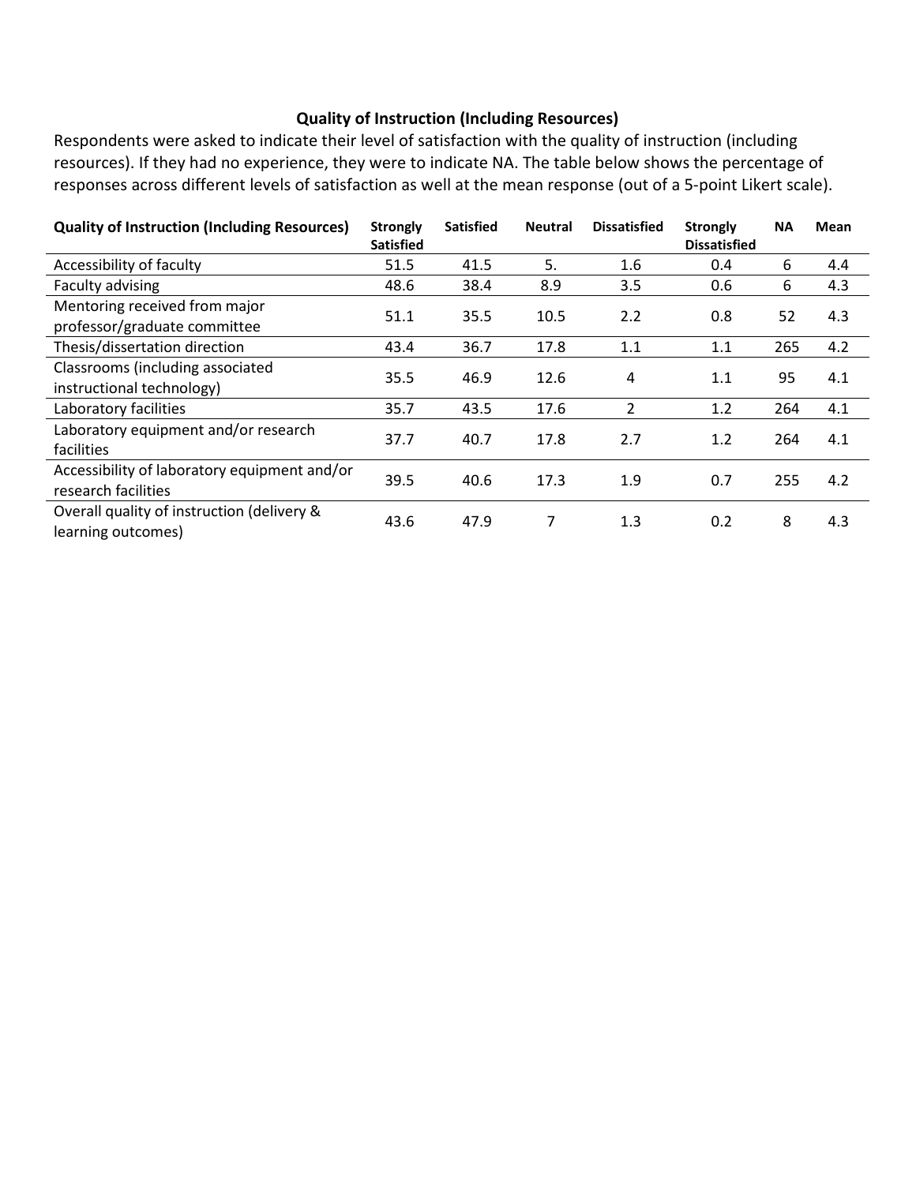### Quality of Instruction (Including Resources)

Respondents were asked to indicate their level of satisfaction with the quality of instruction (including resources). If they had no experience, they were to indicate NA. The table below shows the percentage of responses across different levels of satisfaction as well at the mean response (out of a 5-point Likert scale).

| Quality of Instruction (Including Resources) | Strongly Satisfied | Satisfied | Neutral | Dissatisfied | Strongly Dissatisfied | NA | Mean |
|---|---|---|---|---|---|---|---|
| Accessibility of faculty | 51.5 | 41.5 | 5. | 1.6 | 0.4 | 6 | 4.4 |
| Faculty advising | 48.6 | 38.4 | 8.9 | 3.5 | 0.6 | 6 | 4.3 |
| Mentoring received from major professor/graduate committee | 51.1 | 35.5 | 10.5 | 2.2 | 0.8 | 52 | 4.3 |
| Thesis/dissertation direction | 43.4 | 36.7 | 17.8 | 1.1 | 1.1 | 265 | 4.2 |
| Classrooms (including associated instructional technology) | 35.5 | 46.9 | 12.6 | 4 | 1.1 | 95 | 4.1 |
| Laboratory facilities | 35.7 | 43.5 | 17.6 | 2 | 1.2 | 264 | 4.1 |
| Laboratory equipment and/or research facilities | 37.7 | 40.7 | 17.8 | 2.7 | 1.2 | 264 | 4.1 |
| Accessibility of laboratory equipment and/or research facilities | 39.5 | 40.6 | 17.3 | 1.9 | 0.7 | 255 | 4.2 |
| Overall quality of instruction (delivery & learning outcomes) | 43.6 | 47.9 | 7 | 1.3 | 0.2 | 8 | 4.3 |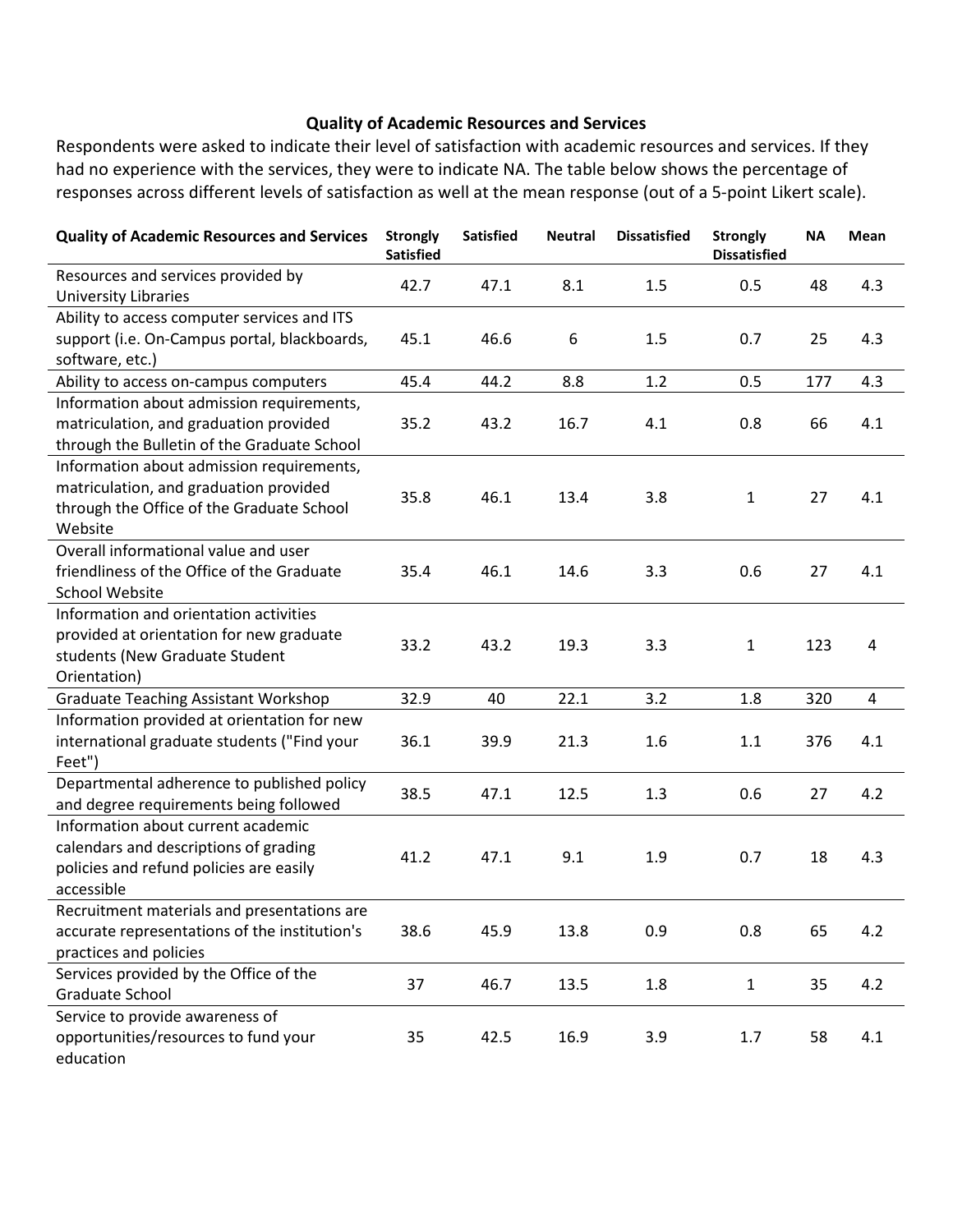**Quality of Academic Resources and Services**

Respondents were asked to indicate their level of satisfaction with academic resources and services. If they had no experience with the services, they were to indicate NA. The table below shows the percentage of responses across different levels of satisfaction as well at the mean response (out of a 5-point Likert scale).

| Quality of Academic Resources and Services | Strongly Satisfied | Satisfied | Neutral | Dissatisfied | Strongly Dissatisfied | NA | Mean |
|---|---|---|---|---|---|---|---|
| Resources and services provided by University Libraries | 42.7 | 47.1 | 8.1 | 1.5 | 0.5 | 48 | 4.3 |
| Ability to access computer services and ITS support (i.e. On-Campus portal, blackboards, software, etc.) | 45.1 | 46.6 | 6 | 1.5 | 0.7 | 25 | 4.3 |
| Ability to access on-campus computers | 45.4 | 44.2 | 8.8 | 1.2 | 0.5 | 177 | 4.3 |
| Information about admission requirements, matriculation, and graduation provided through the Bulletin of the Graduate School | 35.2 | 43.2 | 16.7 | 4.1 | 0.8 | 66 | 4.1 |
| Information about admission requirements, matriculation, and graduation provided through the Office of the Graduate School Website | 35.8 | 46.1 | 13.4 | 3.8 | 1 | 27 | 4.1 |
| Overall informational value and user friendliness of the Office of the Graduate School Website | 35.4 | 46.1 | 14.6 | 3.3 | 0.6 | 27 | 4.1 |
| Information and orientation activities provided at orientation for new graduate students (New Graduate Student Orientation) | 33.2 | 43.2 | 19.3 | 3.3 | 1 | 123 | 4 |
| Graduate Teaching Assistant Workshop | 32.9 | 40 | 22.1 | 3.2 | 1.8 | 320 | 4 |
| Information provided at orientation for new international graduate students ("Find your Feet") | 36.1 | 39.9 | 21.3 | 1.6 | 1.1 | 376 | 4.1 |
| Departmental adherence to published policy and degree requirements being followed | 38.5 | 47.1 | 12.5 | 1.3 | 0.6 | 27 | 4.2 |
| Information about current academic calendars and descriptions of grading policies and refund policies are easily accessible | 41.2 | 47.1 | 9.1 | 1.9 | 0.7 | 18 | 4.3 |
| Recruitment materials and presentations are accurate representations of the institution's practices and policies | 38.6 | 45.9 | 13.8 | 0.9 | 0.8 | 65 | 4.2 |
| Services provided by the Office of the Graduate School | 37 | 46.7 | 13.5 | 1.8 | 1 | 35 | 4.2 |
| Service to provide awareness of opportunities/resources to fund your education | 35 | 42.5 | 16.9 | 3.9 | 1.7 | 58 | 4.1 |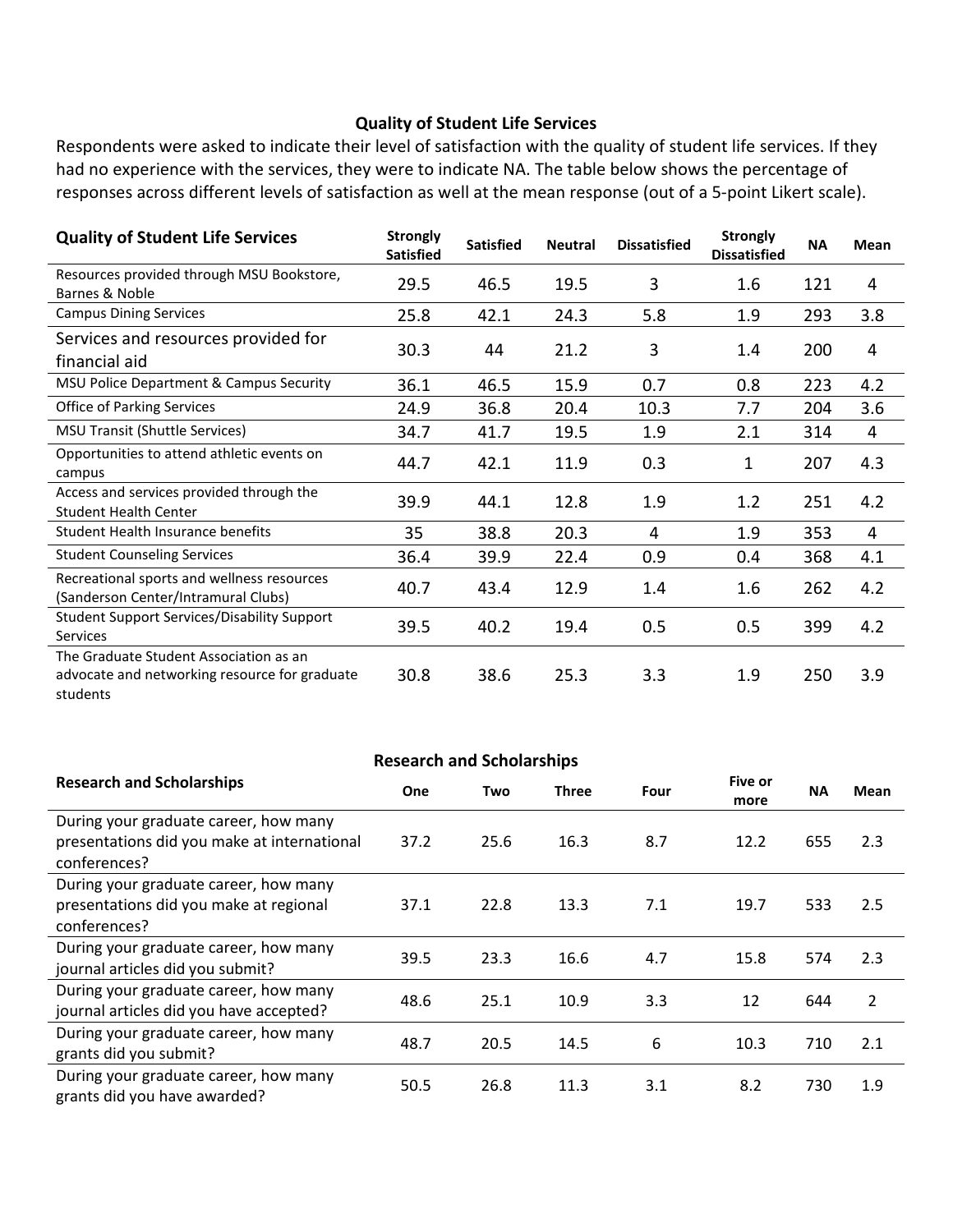## Quality of Student Life Services

Respondents were asked to indicate their level of satisfaction with the quality of student life services. If they had no experience with the services, they were to indicate NA. The table below shows the percentage of responses across different levels of satisfaction as well at the mean response (out of a 5-point Likert scale).

| Quality of Student Life Services | Strongly Satisfied | Satisfied | Neutral | Dissatisfied | Strongly Dissatisfied | NA | Mean |
|---|---|---|---|---|---|---|---|
| Resources provided through MSU Bookstore, Barnes & Noble | 29.5 | 46.5 | 19.5 | 3 | 1.6 | 121 | 4 |
| Campus Dining Services | 25.8 | 42.1 | 24.3 | 5.8 | 1.9 | 293 | 3.8 |
| Services and resources provided for financial aid | 30.3 | 44 | 21.2 | 3 | 1.4 | 200 | 4 |
| MSU Police Department & Campus Security | 36.1 | 46.5 | 15.9 | 0.7 | 0.8 | 223 | 4.2 |
| Office of Parking Services | 24.9 | 36.8 | 20.4 | 10.3 | 7.7 | 204 | 3.6 |
| MSU Transit (Shuttle Services) | 34.7 | 41.7 | 19.5 | 1.9 | 2.1 | 314 | 4 |
| Opportunities to attend athletic events on campus | 44.7 | 42.1 | 11.9 | 0.3 | 1 | 207 | 4.3 |
| Access and services provided through the Student Health Center | 39.9 | 44.1 | 12.8 | 1.9 | 1.2 | 251 | 4.2 |
| Student Health Insurance benefits | 35 | 38.8 | 20.3 | 4 | 1.9 | 353 | 4 |
| Student Counseling Services | 36.4 | 39.9 | 22.4 | 0.9 | 0.4 | 368 | 4.1 |
| Recreational sports and wellness resources (Sanderson Center/Intramural Clubs) | 40.7 | 43.4 | 12.9 | 1.4 | 1.6 | 262 | 4.2 |
| Student Support Services/Disability Support Services | 39.5 | 40.2 | 19.4 | 0.5 | 0.5 | 399 | 4.2 |
| The Graduate Student Association as an advocate and networking resource for graduate students | 30.8 | 38.6 | 25.3 | 3.3 | 1.9 | 250 | 3.9 |

## Research and Scholarships

| Research and Scholarships | One | Two | Three | Four | Five or more | NA | Mean |
|---|---|---|---|---|---|---|---|
| During your graduate career, how many presentations did you make at international conferences? | 37.2 | 25.6 | 16.3 | 8.7 | 12.2 | 655 | 2.3 |
| During your graduate career, how many presentations did you make at regional conferences? | 37.1 | 22.8 | 13.3 | 7.1 | 19.7 | 533 | 2.5 |
| During your graduate career, how many journal articles did you submit? | 39.5 | 23.3 | 16.6 | 4.7 | 15.8 | 574 | 2.3 |
| During your graduate career, how many journal articles did you have accepted? | 48.6 | 25.1 | 10.9 | 3.3 | 12 | 644 | 2 |
| During your graduate career, how many grants did you submit? | 48.7 | 20.5 | 14.5 | 6 | 10.3 | 710 | 2.1 |
| During your graduate career, how many grants did you have awarded? | 50.5 | 26.8 | 11.3 | 3.1 | 8.2 | 730 | 1.9 |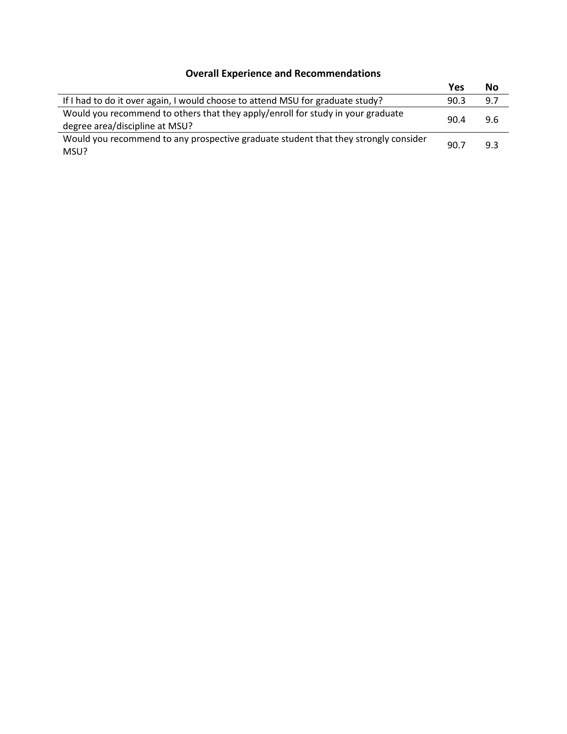## Overall Experience and Recommendations

| | Yes | No |
|---|---|---|
| If I had to do it over again, I would choose to attend MSU for graduate study? | 90.3 | 9.7 |
| Would you recommend to others that they apply/enroll for study in your graduate degree area/discipline at MSU? | 90.4 | 9.6 |
| Would you recommend to any prospective graduate student that they strongly consider MSU? | 90.7 | 9.3 |